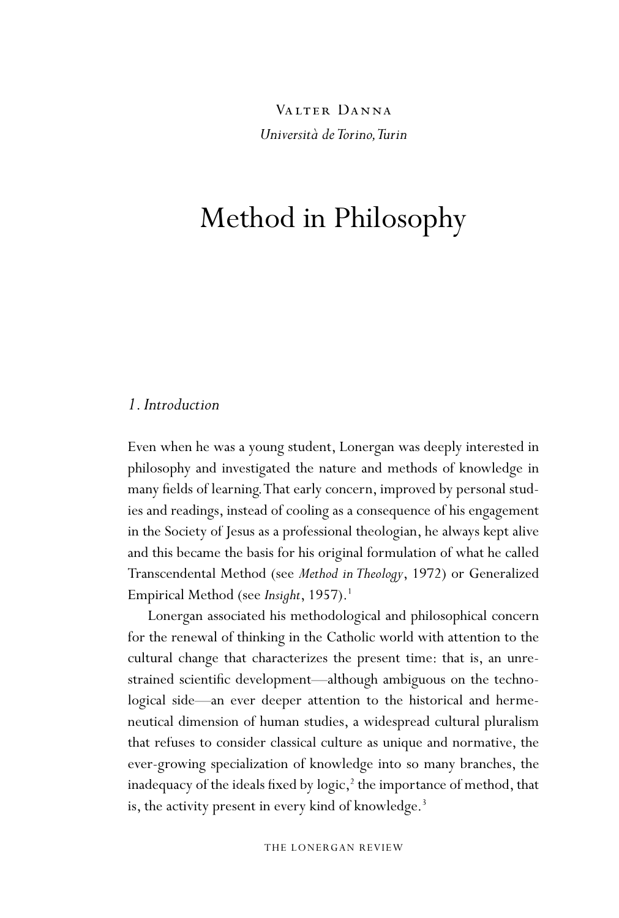Valter Danna

*Università de Torino, Turin*

# Method in Philosophy

## 1. Introduction

Even when he was a young student, Lonergan was deeply interested in philosophy and investigated the nature and methods of knowledge in many fields of learning. That early concern, improved by personal studies and readings, instead of cooling as a consequence of his engagement in the Society of Jesus as a professional theologian, he always kept alive and this became the basis for his original formulation of what he called Transcendental Method (see *Method in Theology*, 1972) or Generalized Empirical Method (see *Insight*, 1957).[1]

Lonergan associated his methodological and philosophical concern for the renewal of thinking in the Catholic world with attention to the cultural change that characterizes the present time: that is, an unrestrained scientific development—although ambiguous on the technological side—an ever deeper attention to the historical and hermeneutical dimension of human studies, a widespread cultural pluralism that refuses to consider classical culture as unique and normative, the ever-growing specialization of knowledge into so many branches, the inadequacy of the ideals fixed by logic,[2] the importance of method, that is, the activity present in every kind of knowledge.[3]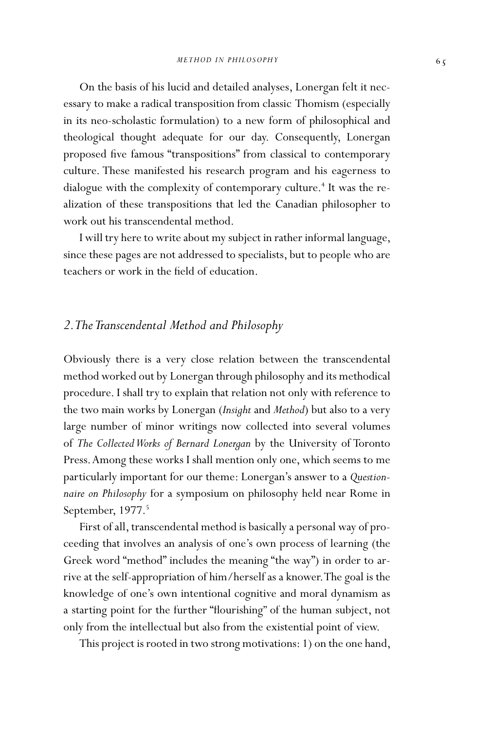On the basis of his lucid and detailed analyses, Lonergan felt it necessary to make a radical transposition from classic Thomism (especially in its neo-scholastic formulation) to a new form of philosophical and theological thought adequate for our day. Consequently, Lonergan proposed five famous "transpositions" from classical to contemporary culture. These manifested his research program and his eagerness to dialogue with the complexity of contemporary culture.[4] It was the realization of these transpositions that led the Canadian philosopher to work out his transcendental method.

I will try here to write about my subject in rather informal language, since these pages are not addressed to specialists, but to people who are teachers or work in the field of education.

## *2. The Transcendental Method and Philosophy*

Obviously there is a very close relation between the transcendental method worked out by Lonergan through philosophy and its methodical procedure. I shall try to explain that relation not only with reference to the two main works by Lonergan (*Insight* and *Method*) but also to a very large number of minor writings now collected into several volumes of *The Collected Works of Bernard Lonergan* by the University of Toronto Press. Among these works I shall mention only one, which seems to me particularly important for our theme: Lonergan's answer to a *Questionnaire on Philosophy* for a symposium on philosophy held near Rome in September, 1977.[5]

First of all, transcendental method is basically a personal way of proceeding that involves an analysis of one's own process of learning (the Greek word "method" includes the meaning "the way") in order to arrive at the self-appropriation of him/herself as a knower. The goal is the knowledge of one's own intentional cognitive and moral dynamism as a starting point for the further "flourishing" of the human subject, not only from the intellectual but also from the existential point of view.

This project is rooted in two strong motivations: 1) on the one hand,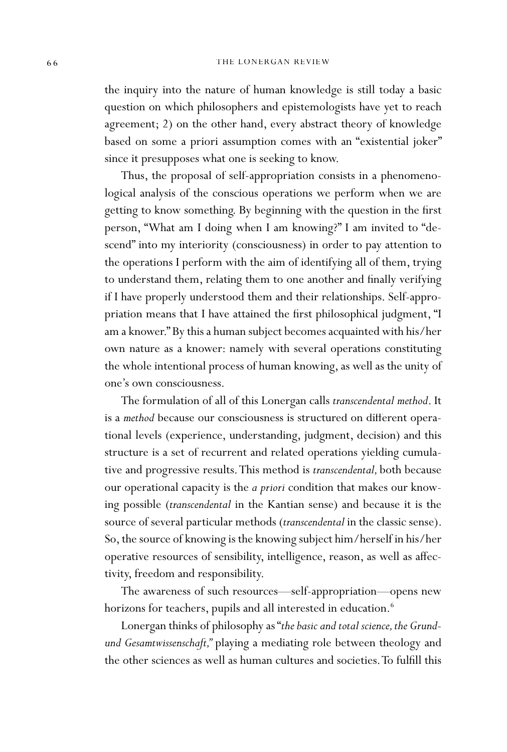the inquiry into the nature of human knowledge is still today a basic question on which philosophers and epistemologists have yet to reach agreement; 2) on the other hand, every abstract theory of knowledge based on some a priori assumption comes with an "existential joker" since it presupposes what one is seeking to know.

Thus, the proposal of self-appropriation consists in a phenomenological analysis of the conscious operations we perform when we are getting to know something. By beginning with the question in the first person, "What am I doing when I am knowing?" I am invited to "descend" into my interiority (consciousness) in order to pay attention to the operations I perform with the aim of identifying all of them, trying to understand them, relating them to one another and finally verifying if I have properly understood them and their relationships. Self-appropriation means that I have attained the first philosophical judgment, "I am a knower." By this a human subject becomes acquainted with his/her own nature as a knower: namely with several operations constituting the whole intentional process of human knowing, as well as the unity of one's own consciousness.

The formulation of all of this Lonergan calls *transcendental method*. It is a *method* because our consciousness is structured on different operational levels (experience, understanding, judgment, decision) and this structure is a set of recurrent and related operations yielding cumulative and progressive results. This method is *transcendental,* both because our operational capacity is the *a priori* condition that makes our knowing possible (*transcendental* in the Kantian sense) and because it is the source of several particular methods (*transcendental* in the classic sense). So, the source of knowing is the knowing subject him/herself in his/her operative resources of sensibility, intelligence, reason, as well as affectivity, freedom and responsibility.

The awareness of such resources—self-appropriation—opens new horizons for teachers, pupils and all interested in education.[6]

Lonergan thinks of philosophy as "*the basic and total science, the Grund- und Gesamtwissenschaft,*" playing a mediating role between theology and the other sciences as well as human cultures and societies. To fulfill this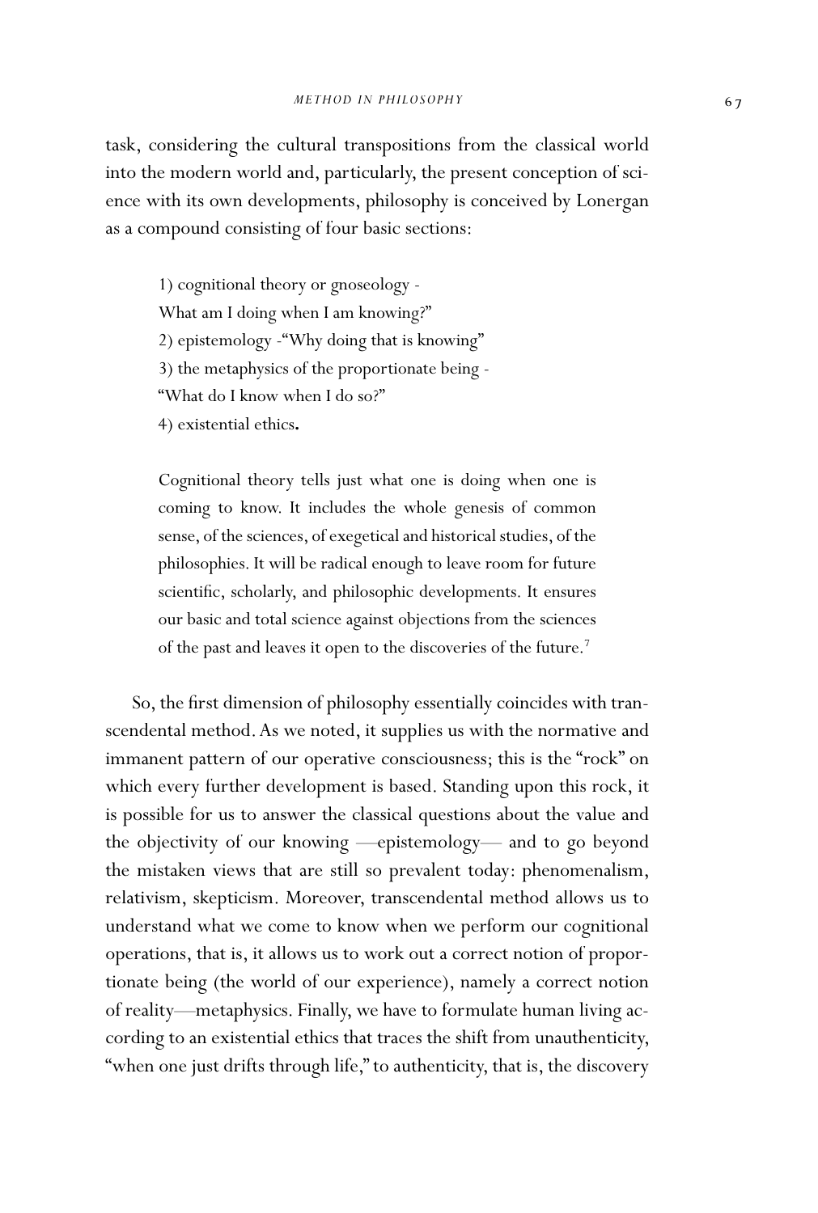task, considering the cultural transpositions from the classical world into the modern world and, particularly, the present conception of science with its own developments, philosophy is conceived by Lonergan as a compound consisting of four basic sections:

> 1) cognitional theory or gnoseology -
> What am I doing when I am knowing?"
> 2) epistemology -"Why doing that is knowing"
> 3) the metaphysics of the proportionate being -
> "What do I know when I do so?"
> 4) existential ethics**.**

> Cognitional theory tells just what one is doing when one is coming to know. It includes the whole genesis of common sense, of the sciences, of exegetical and historical studies, of the philosophies. It will be radical enough to leave room for future scientific, scholarly, and philosophic developments. It ensures our basic and total science against objections from the sciences of the past and leaves it open to the discoveries of the future.[7]

So, the first dimension of philosophy essentially coincides with transcendental method. As we noted, it supplies us with the normative and immanent pattern of our operative consciousness; this is the "rock" on which every further development is based. Standing upon this rock, it is possible for us to answer the classical questions about the value and the objectivity of our knowing —epistemology— and to go beyond the mistaken views that are still so prevalent today: phenomenalism, relativism, skepticism. Moreover, transcendental method allows us to understand what we come to know when we perform our cognitional operations, that is, it allows us to work out a correct notion of proportionate being (the world of our experience), namely a correct notion of reality—metaphysics. Finally, we have to formulate human living according to an existential ethics that traces the shift from unauthenticity, "when one just drifts through life," to authenticity, that is, the discovery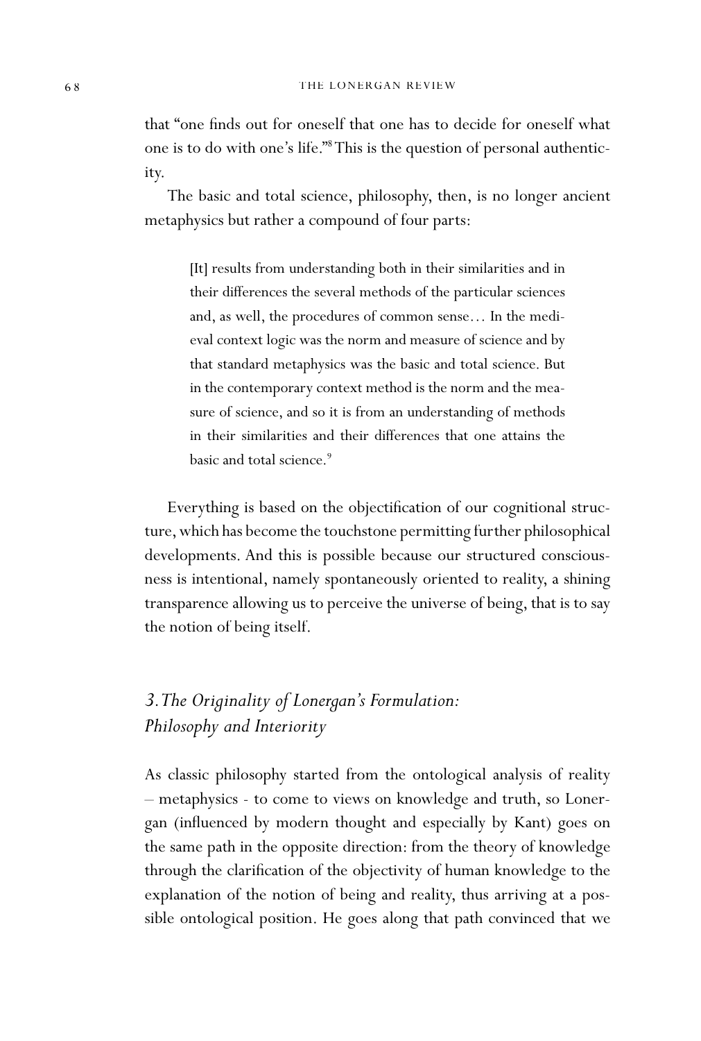that "one finds out for oneself that one has to decide for oneself what one is to do with one's life."[8] This is the question of personal authenticity.

The basic and total science, philosophy, then, is no longer ancient metaphysics but rather a compound of four parts:

> [It] results from understanding both in their similarities and in their differences the several methods of the particular sciences and, as well, the procedures of common sense… In the medieval context logic was the norm and measure of science and by that standard metaphysics was the basic and total science. But in the contemporary context method is the norm and the measure of science, and so it is from an understanding of methods in their similarities and their differences that one attains the basic and total science.[9]

Everything is based on the objectification of our cognitional structure, which has become the touchstone permitting further philosophical developments. And this is possible because our structured consciousness is intentional, namely spontaneously oriented to reality, a shining transparence allowing us to perceive the universe of being, that is to say the notion of being itself.

## *3. The Originality of Lonergan's Formulation: Philosophy and Interiority*

As classic philosophy started from the ontological analysis of reality – metaphysics - to come to views on knowledge and truth, so Lonergan (influenced by modern thought and especially by Kant) goes on the same path in the opposite direction: from the theory of knowledge through the clarification of the objectivity of human knowledge to the explanation of the notion of being and reality, thus arriving at a possible ontological position. He goes along that path convinced that we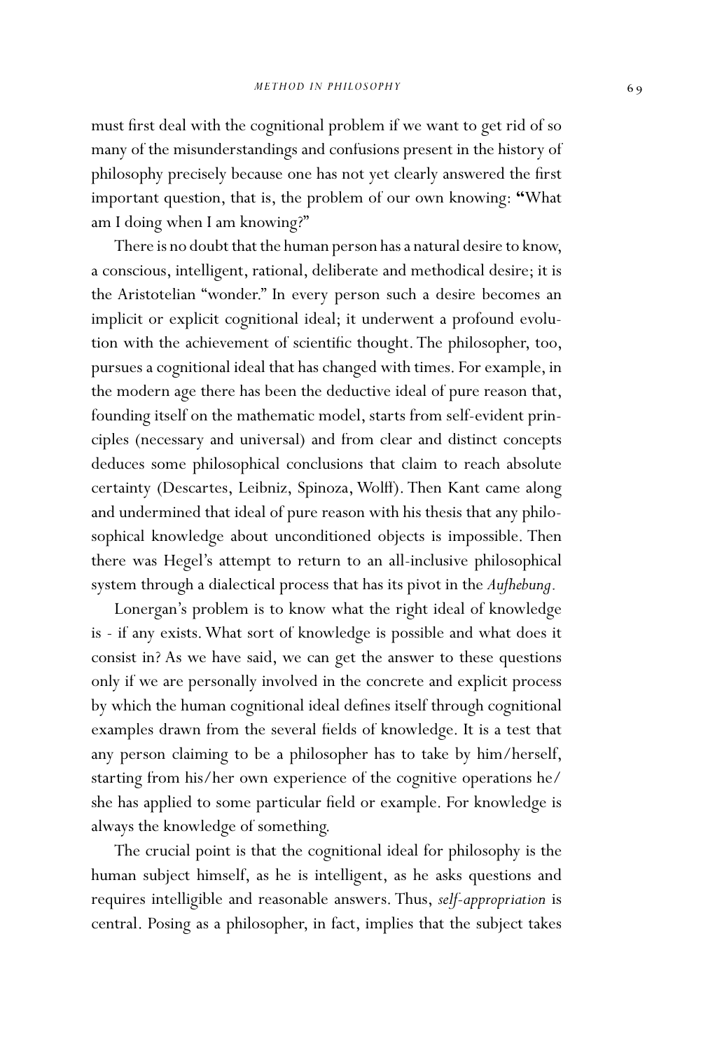must first deal with the cognitional problem if we want to get rid of so many of the misunderstandings and confusions present in the history of philosophy precisely because one has not yet clearly answered the first important question, that is, the problem of our own knowing: "What am I doing when I am knowing?"

There is no doubt that the human person has a natural desire to know, a conscious, intelligent, rational, deliberate and methodical desire; it is the Aristotelian "wonder." In every person such a desire becomes an implicit or explicit cognitional ideal; it underwent a profound evolution with the achievement of scientific thought. The philosopher, too, pursues a cognitional ideal that has changed with times. For example, in the modern age there has been the deductive ideal of pure reason that, founding itself on the mathematic model, starts from self-evident principles (necessary and universal) and from clear and distinct concepts deduces some philosophical conclusions that claim to reach absolute certainty (Descartes, Leibniz, Spinoza, Wolff). Then Kant came along and undermined that ideal of pure reason with his thesis that any philosophical knowledge about unconditioned objects is impossible. Then there was Hegel's attempt to return to an all-inclusive philosophical system through a dialectical process that has its pivot in the *Aufhebung*.

Lonergan's problem is to know what the right ideal of knowledge is - if any exists. What sort of knowledge is possible and what does it consist in? As we have said, we can get the answer to these questions only if we are personally involved in the concrete and explicit process by which the human cognitional ideal defines itself through cognitional examples drawn from the several fields of knowledge. It is a test that any person claiming to be a philosopher has to take by him/herself, starting from his/her own experience of the cognitive operations he/she has applied to some particular field or example. For knowledge is always the knowledge of something.

The crucial point is that the cognitional ideal for philosophy is the human subject himself, as he is intelligent, as he asks questions and requires intelligible and reasonable answers. Thus, *self-appropriation* is central. Posing as a philosopher, in fact, implies that the subject takes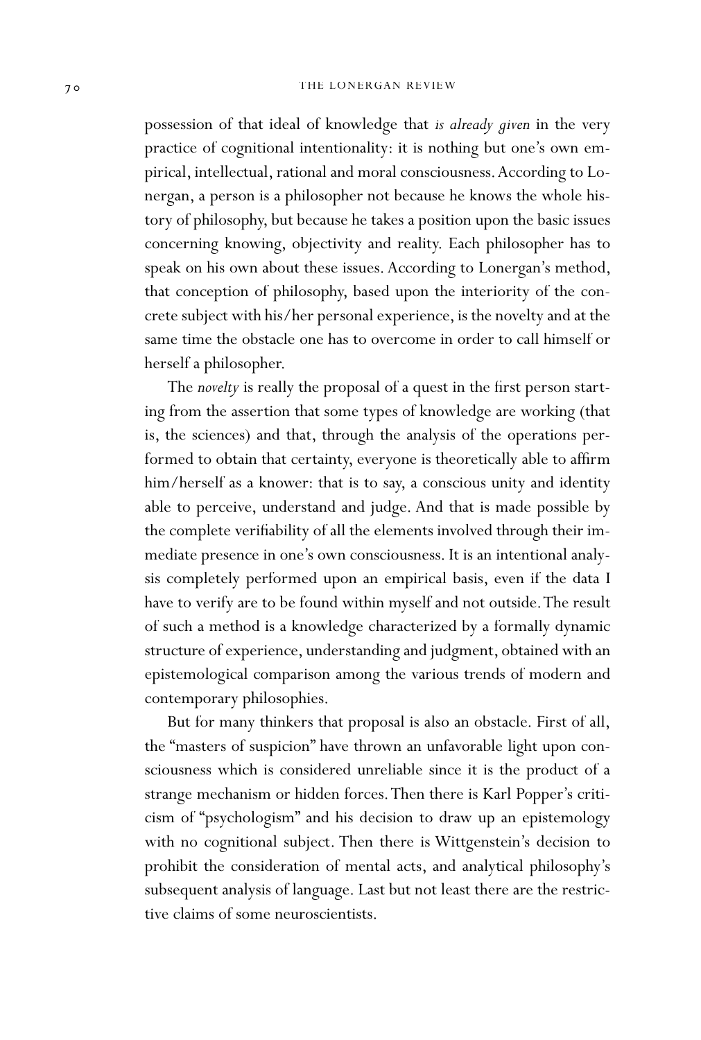possession of that ideal of knowledge that *is already given* in the very practice of cognitional intentionality: it is nothing but one's own empirical, intellectual, rational and moral consciousness. According to Lonergan, a person is a philosopher not because he knows the whole history of philosophy, but because he takes a position upon the basic issues concerning knowing, objectivity and reality. Each philosopher has to speak on his own about these issues. According to Lonergan's method, that conception of philosophy, based upon the interiority of the concrete subject with his/her personal experience, is the novelty and at the same time the obstacle one has to overcome in order to call himself or herself a philosopher.

The *novelty* is really the proposal of a quest in the first person starting from the assertion that some types of knowledge are working (that is, the sciences) and that, through the analysis of the operations performed to obtain that certainty, everyone is theoretically able to affirm him/herself as a knower: that is to say, a conscious unity and identity able to perceive, understand and judge. And that is made possible by the complete verifiability of all the elements involved through their immediate presence in one's own consciousness. It is an intentional analysis completely performed upon an empirical basis, even if the data I have to verify are to be found within myself and not outside. The result of such a method is a knowledge characterized by a formally dynamic structure of experience, understanding and judgment, obtained with an epistemological comparison among the various trends of modern and contemporary philosophies.

But for many thinkers that proposal is also an obstacle. First of all, the "masters of suspicion" have thrown an unfavorable light upon consciousness which is considered unreliable since it is the product of a strange mechanism or hidden forces. Then there is Karl Popper's criticism of "psychologism" and his decision to draw up an epistemology with no cognitional subject. Then there is Wittgenstein's decision to prohibit the consideration of mental acts, and analytical philosophy's subsequent analysis of language. Last but not least there are the restrictive claims of some neuroscientists.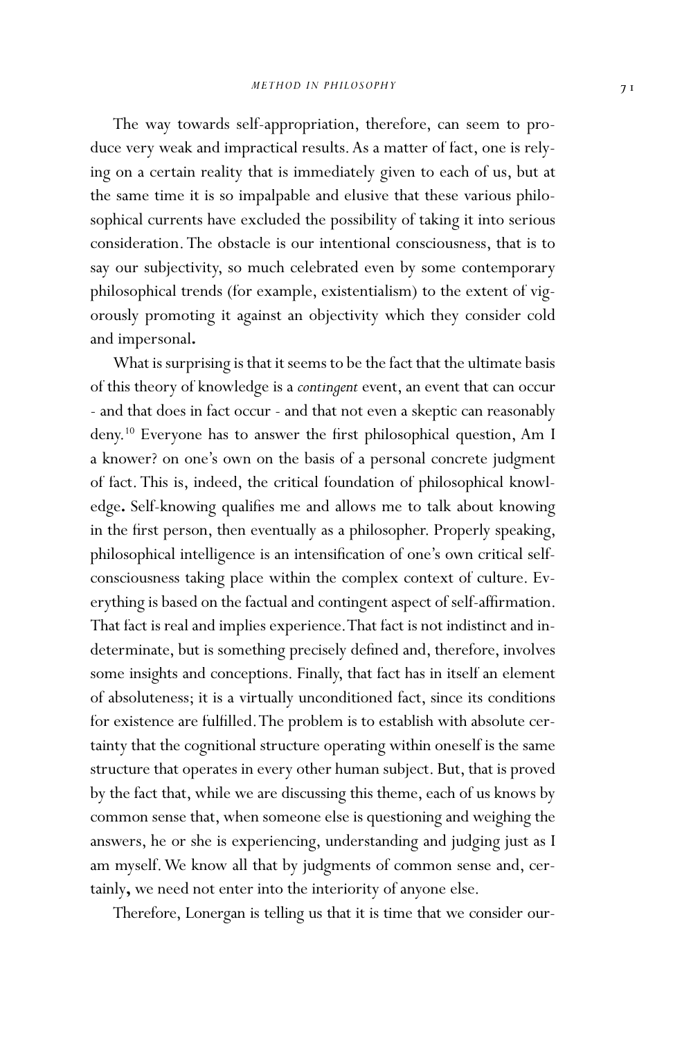The way towards self-appropriation, therefore, can seem to produce very weak and impractical results. As a matter of fact, one is relying on a certain reality that is immediately given to each of us, but at the same time it is so impalpable and elusive that these various philosophical currents have excluded the possibility of taking it into serious consideration. The obstacle is our intentional consciousness, that is to say our subjectivity, so much celebrated even by some contemporary philosophical trends (for example, existentialism) to the extent of vigorously promoting it against an objectivity which they consider cold and impersonal.

What is surprising is that it seems to be the fact that the ultimate basis of this theory of knowledge is a *contingent* event, an event that can occur - and that does in fact occur - and that not even a skeptic can reasonably deny.[10] Everyone has to answer the first philosophical question, Am I a knower? on one's own on the basis of a personal concrete judgment of fact. This is, indeed, the critical foundation of philosophical knowledge. Self-knowing qualifies me and allows me to talk about knowing in the first person, then eventually as a philosopher. Properly speaking, philosophical intelligence is an intensification of one's own critical self-consciousness taking place within the complex context of culture. Everything is based on the factual and contingent aspect of self-affirmation. That fact is real and implies experience. That fact is not indistinct and indeterminate, but is something precisely defined and, therefore, involves some insights and conceptions. Finally, that fact has in itself an element of absoluteness; it is a virtually unconditioned fact, since its conditions for existence are fulfilled. The problem is to establish with absolute certainty that the cognitional structure operating within oneself is the same structure that operates in every other human subject. But, that is proved by the fact that, while we are discussing this theme, each of us knows by common sense that, when someone else is questioning and weighing the answers, he or she is experiencing, understanding and judging just as I am myself. We know all that by judgments of common sense and, certainly, we need not enter into the interiority of anyone else.

Therefore, Lonergan is telling us that it is time that we consider our-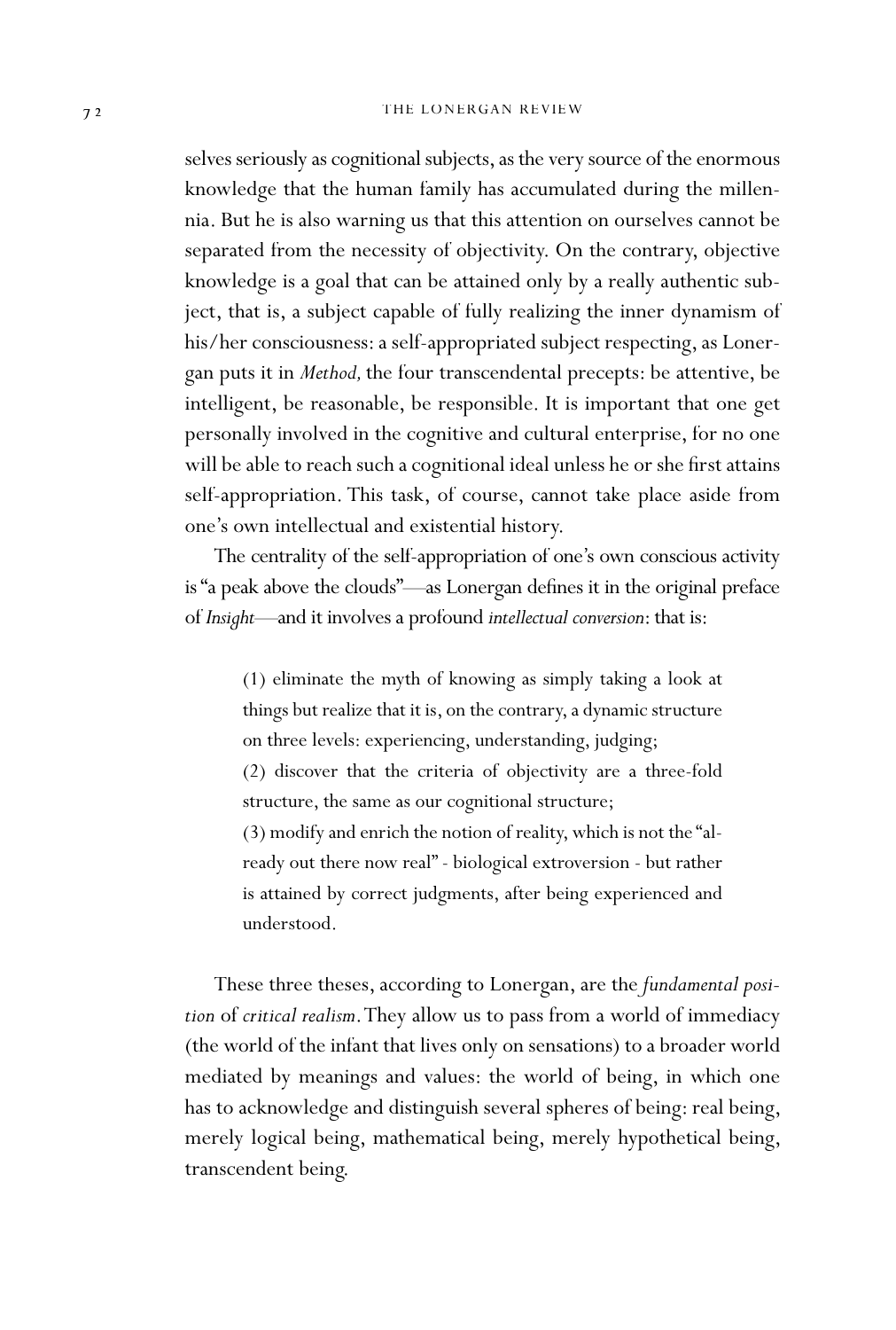selves seriously as cognitional subjects, as the very source of the enormous knowledge that the human family has accumulated during the millennia. But he is also warning us that this attention on ourselves cannot be separated from the necessity of objectivity. On the contrary, objective knowledge is a goal that can be attained only by a really authentic subject, that is, a subject capable of fully realizing the inner dynamism of his/her consciousness: a self-appropriated subject respecting, as Lonergan puts it in *Method,* the four transcendental precepts: be attentive, be intelligent, be reasonable, be responsible. It is important that one get personally involved in the cognitive and cultural enterprise, for no one will be able to reach such a cognitional ideal unless he or she first attains self-appropriation. This task, of course, cannot take place aside from one's own intellectual and existential history.

The centrality of the self-appropriation of one's own conscious activity is "a peak above the clouds"—as Lonergan defines it in the original preface of *Insight*—and it involves a profound *intellectual conversion*: that is:

> (1) eliminate the myth of knowing as simply taking a look at things but realize that it is, on the contrary, a dynamic structure on three levels: experiencing, understanding, judging;
> (2) discover that the criteria of objectivity are a three-fold structure, the same as our cognitional structure;
> (3) modify and enrich the notion of reality, which is not the "already out there now real" - biological extroversion - but rather is attained by correct judgments, after being experienced and understood.

These three theses, according to Lonergan, are the *fundamental position* of *critical realism*. They allow us to pass from a world of immediacy (the world of the infant that lives only on sensations) to a broader world mediated by meanings and values: the world of being, in which one has to acknowledge and distinguish several spheres of being: real being, merely logical being, mathematical being, merely hypothetical being, transcendent being.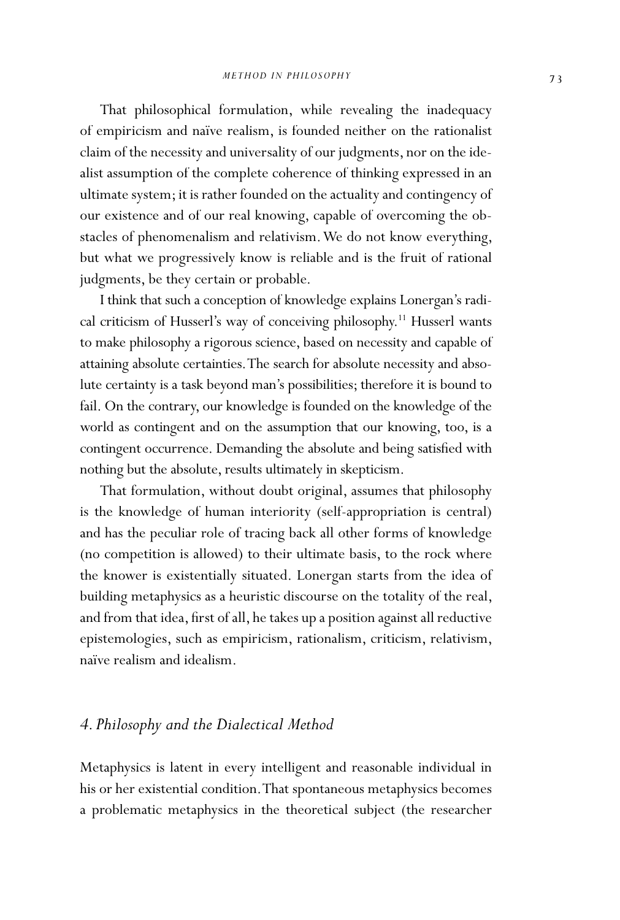That philosophical formulation, while revealing the inadequacy of empiricism and naïve realism, is founded neither on the rationalist claim of the necessity and universality of our judgments, nor on the idealist assumption of the complete coherence of thinking expressed in an ultimate system; it is rather founded on the actuality and contingency of our existence and of our real knowing, capable of overcoming the obstacles of phenomenalism and relativism. We do not know everything, but what we progressively know is reliable and is the fruit of rational judgments, be they certain or probable.

I think that such a conception of knowledge explains Lonergan's radical criticism of Husserl's way of conceiving philosophy.[11] Husserl wants to make philosophy a rigorous science, based on necessity and capable of attaining absolute certainties. The search for absolute necessity and absolute certainty is a task beyond man's possibilities; therefore it is bound to fail. On the contrary, our knowledge is founded on the knowledge of the world as contingent and on the assumption that our knowing, too, is a contingent occurrence. Demanding the absolute and being satisfied with nothing but the absolute, results ultimately in skepticism.

That formulation, without doubt original, assumes that philosophy is the knowledge of human interiority (self-appropriation is central) and has the peculiar role of tracing back all other forms of knowledge (no competition is allowed) to their ultimate basis, to the rock where the knower is existentially situated. Lonergan starts from the idea of building metaphysics as a heuristic discourse on the totality of the real, and from that idea, first of all, he takes up a position against all reductive epistemologies, such as empiricism, rationalism, criticism, relativism, naïve realism and idealism.

## *4. Philosophy and the Dialectical Method*

Metaphysics is latent in every intelligent and reasonable individual in his or her existential condition. That spontaneous metaphysics becomes a problematic metaphysics in the theoretical subject (the researcher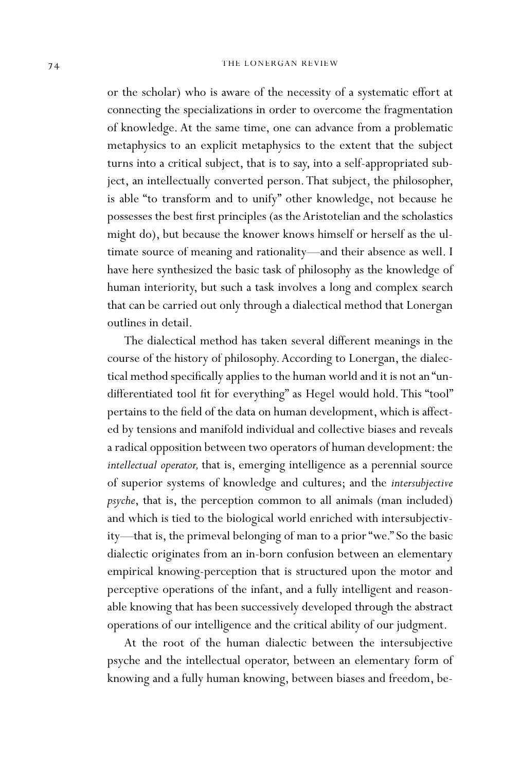or the scholar) who is aware of the necessity of a systematic effort at connecting the specializations in order to overcome the fragmentation of knowledge. At the same time, one can advance from a problematic metaphysics to an explicit metaphysics to the extent that the subject turns into a critical subject, that is to say, into a self-appropriated subject, an intellectually converted person. That subject, the philosopher, is able "to transform and to unify" other knowledge, not because he possesses the best first principles (as the Aristotelian and the scholastics might do), but because the knower knows himself or herself as the ultimate source of meaning and rationality—and their absence as well. I have here synthesized the basic task of philosophy as the knowledge of human interiority, but such a task involves a long and complex search that can be carried out only through a dialectical method that Lonergan outlines in detail.

The dialectical method has taken several different meanings in the course of the history of philosophy. According to Lonergan, the dialectical method specifically applies to the human world and it is not an "undifferentiated tool fit for everything" as Hegel would hold. This "tool" pertains to the field of the data on human development, which is affected by tensions and manifold individual and collective biases and reveals a radical opposition between two operators of human development: the *intellectual operator,* that is, emerging intelligence as a perennial source of superior systems of knowledge and cultures; and the *intersubjective psyche*, that is, the perception common to all animals (man included) and which is tied to the biological world enriched with intersubjectivity—that is, the primeval belonging of man to a prior "we." So the basic dialectic originates from an in-born confusion between an elementary empirical knowing-perception that is structured upon the motor and perceptive operations of the infant, and a fully intelligent and reasonable knowing that has been successively developed through the abstract operations of our intelligence and the critical ability of our judgment.

At the root of the human dialectic between the intersubjective psyche and the intellectual operator, between an elementary form of knowing and a fully human knowing, between biases and freedom, be-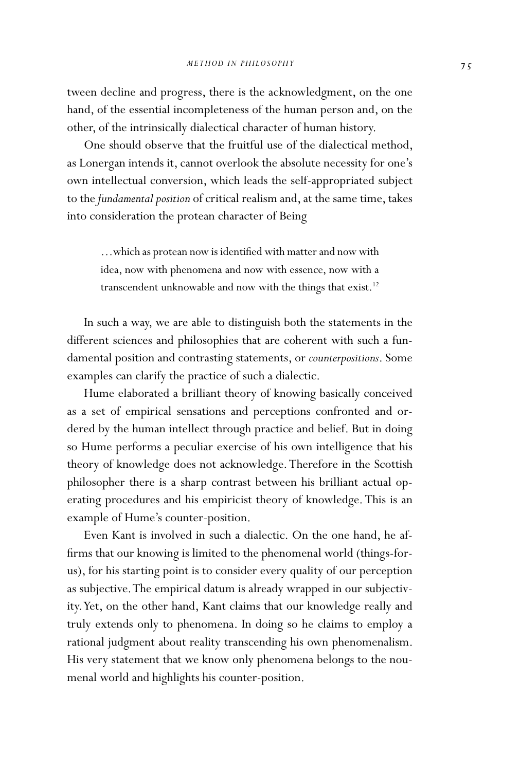tween decline and progress, there is the acknowledgment, on the one hand, of the essential incompleteness of the human person and, on the other, of the intrinsically dialectical character of human history.

One should observe that the fruitful use of the dialectical method, as Lonergan intends it, cannot overlook the absolute necessity for one's own intellectual conversion, which leads the self-appropriated subject to the *fundamental position* of critical realism and, at the same time, takes into consideration the protean character of Being

> . . . which as protean now is identified with matter and now with idea, now with phenomena and now with essence, now with a transcendent unknowable and now with the things that exist.[12]

In such a way, we are able to distinguish both the statements in the different sciences and philosophies that are coherent with such a fundamental position and contrasting statements, or *counterpositions*. Some examples can clarify the practice of such a dialectic.

Hume elaborated a brilliant theory of knowing basically conceived as a set of empirical sensations and perceptions confronted and ordered by the human intellect through practice and belief. But in doing so Hume performs a peculiar exercise of his own intelligence that his theory of knowledge does not acknowledge. Therefore in the Scottish philosopher there is a sharp contrast between his brilliant actual operating procedures and his empiricist theory of knowledge. This is an example of Hume's counter-position.

Even Kant is involved in such a dialectic. On the one hand, he affirms that our knowing is limited to the phenomenal world (things-for-us), for his starting point is to consider every quality of our perception as subjective. The empirical datum is already wrapped in our subjectivity. Yet, on the other hand, Kant claims that our knowledge really and truly extends only to phenomena. In doing so he claims to employ a rational judgment about reality transcending his own phenomenalism. His very statement that we know only phenomena belongs to the noumenal world and highlights his counter-position.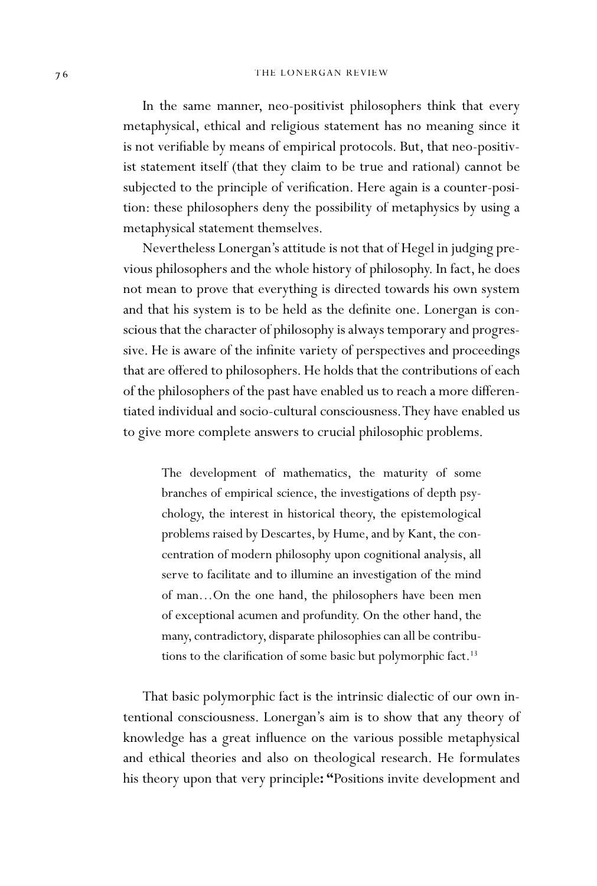In the same manner, neo-positivist philosophers think that every metaphysical, ethical and religious statement has no meaning since it is not verifiable by means of empirical protocols. But, that neo-positivist statement itself (that they claim to be true and rational) cannot be subjected to the principle of verification. Here again is a counter-position: these philosophers deny the possibility of metaphysics by using a metaphysical statement themselves.

Nevertheless Lonergan's attitude is not that of Hegel in judging previous philosophers and the whole history of philosophy. In fact, he does not mean to prove that everything is directed towards his own system and that his system is to be held as the definite one. Lonergan is conscious that the character of philosophy is always temporary and progressive. He is aware of the infinite variety of perspectives and proceedings that are offered to philosophers. He holds that the contributions of each of the philosophers of the past have enabled us to reach a more differentiated individual and socio-cultural consciousness. They have enabled us to give more complete answers to crucial philosophic problems.

> The development of mathematics, the maturity of some branches of empirical science, the investigations of depth psychology, the interest in historical theory, the epistemological problems raised by Descartes, by Hume, and by Kant, the concentration of modern philosophy upon cognitional analysis, all serve to facilitate and to illumine an investigation of the mind of man…On the one hand, the philosophers have been men of exceptional acumen and profundity. On the other hand, the many, contradictory, disparate philosophies can all be contributions to the clarification of some basic but polymorphic fact.[13]

That basic polymorphic fact is the intrinsic dialectic of our own intentional consciousness. Lonergan's aim is to show that any theory of knowledge has a great influence on the various possible metaphysical and ethical theories and also on theological research. He formulates his theory upon that very principle**: "**Positions invite development and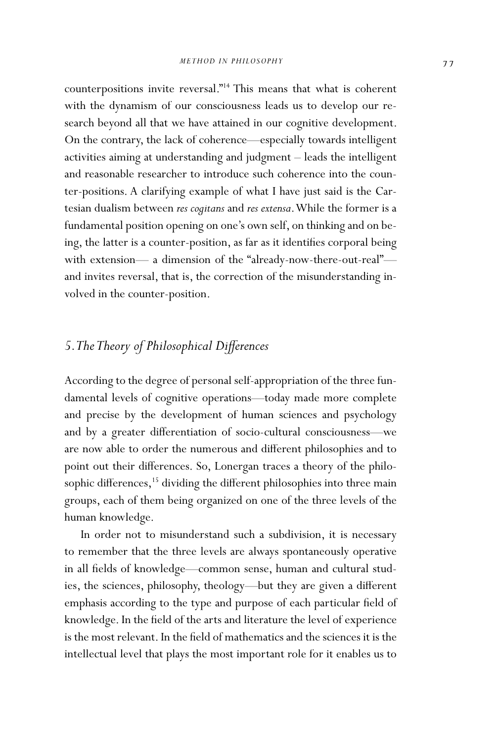counterpositions invite reversal."[14] This means that what is coherent with the dynamism of our consciousness leads us to develop our research beyond all that we have attained in our cognitive development. On the contrary, the lack of coherence—especially towards intelligent activities aiming at understanding and judgment – leads the intelligent and reasonable researcher to introduce such coherence into the counter-positions. A clarifying example of what I have just said is the Cartesian dualism between *res cogitans* and *res extensa*. While the former is a fundamental position opening on one's own self, on thinking and on being, the latter is a counter-position, as far as it identifies corporal being with extension— a dimension of the "already-now-there-out-real"— and invites reversal, that is, the correction of the misunderstanding involved in the counter-position.

## *5. The Theory of Philosophical Differences*

According to the degree of personal self-appropriation of the three fundamental levels of cognitive operations—today made more complete and precise by the development of human sciences and psychology and by a greater differentiation of socio-cultural consciousness—we are now able to order the numerous and different philosophies and to point out their differences. So, Lonergan traces a theory of the philosophic differences,[15] dividing the different philosophies into three main groups, each of them being organized on one of the three levels of the human knowledge.

In order not to misunderstand such a subdivision, it is necessary to remember that the three levels are always spontaneously operative in all fields of knowledge—common sense, human and cultural studies, the sciences, philosophy, theology—but they are given a different emphasis according to the type and purpose of each particular field of knowledge. In the field of the arts and literature the level of experience is the most relevant. In the field of mathematics and the sciences it is the intellectual level that plays the most important role for it enables us to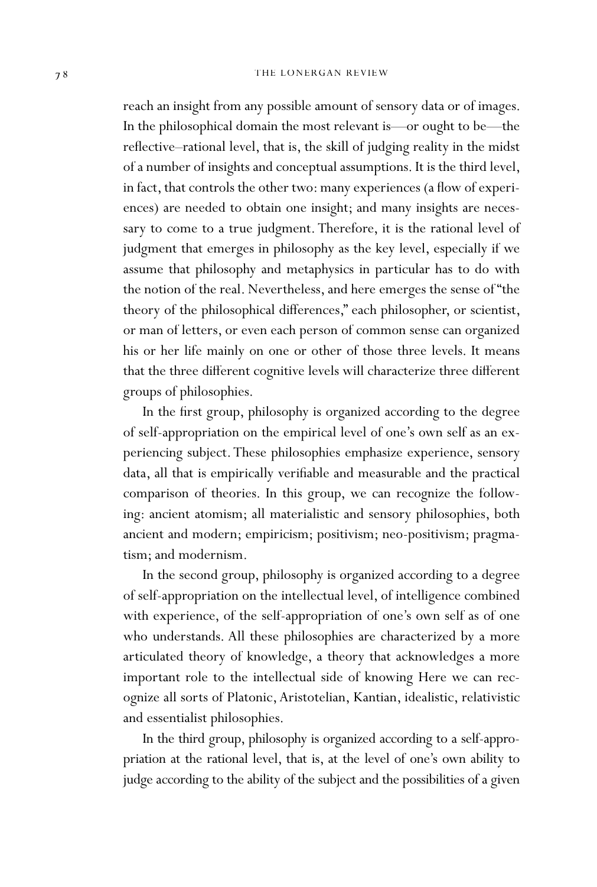reach an insight from any possible amount of sensory data or of images. In the philosophical domain the most relevant is—or ought to be—the reflective–rational level, that is, the skill of judging reality in the midst of a number of insights and conceptual assumptions. It is the third level, in fact, that controls the other two: many experiences (a flow of experiences) are needed to obtain one insight; and many insights are necessary to come to a true judgment. Therefore, it is the rational level of judgment that emerges in philosophy as the key level, especially if we assume that philosophy and metaphysics in particular has to do with the notion of the real. Nevertheless, and here emerges the sense of "the theory of the philosophical differences," each philosopher, or scientist, or man of letters, or even each person of common sense can organized his or her life mainly on one or other of those three levels. It means that the three different cognitive levels will characterize three different groups of philosophies.

In the first group, philosophy is organized according to the degree of self-appropriation on the empirical level of one's own self as an experiencing subject. These philosophies emphasize experience, sensory data, all that is empirically verifiable and measurable and the practical comparison of theories. In this group, we can recognize the following: ancient atomism; all materialistic and sensory philosophies, both ancient and modern; empiricism; positivism; neo-positivism; pragmatism; and modernism.

In the second group, philosophy is organized according to a degree of self-appropriation on the intellectual level, of intelligence combined with experience, of the self-appropriation of one's own self as of one who understands. All these philosophies are characterized by a more articulated theory of knowledge, a theory that acknowledges a more important role to the intellectual side of knowing Here we can recognize all sorts of Platonic, Aristotelian, Kantian, idealistic, relativistic and essentialist philosophies.

In the third group, philosophy is organized according to a self-appropriation at the rational level, that is, at the level of one's own ability to judge according to the ability of the subject and the possibilities of a given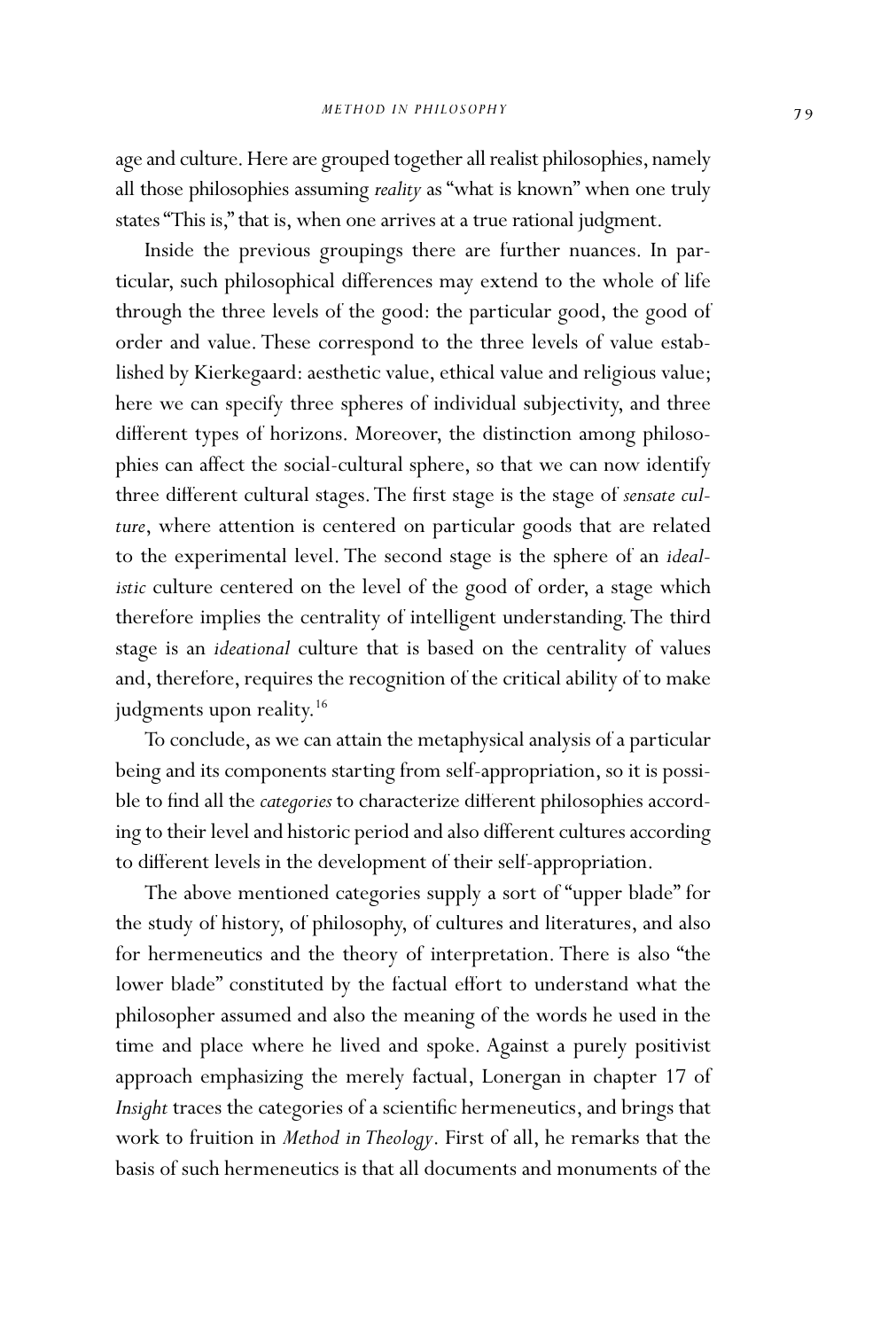age and culture. Here are grouped together all realist philosophies, namely all those philosophies assuming *reality* as "what is known" when one truly states "This is," that is, when one arrives at a true rational judgment.

Inside the previous groupings there are further nuances. In particular, such philosophical differences may extend to the whole of life through the three levels of the good: the particular good, the good of order and value. These correspond to the three levels of value established by Kierkegaard: aesthetic value, ethical value and religious value; here we can specify three spheres of individual subjectivity, and three different types of horizons. Moreover, the distinction among philosophies can affect the social-cultural sphere, so that we can now identify three different cultural stages. The first stage is the stage of *sensate culture*, where attention is centered on particular goods that are related to the experimental level. The second stage is the sphere of an *idealistic* culture centered on the level of the good of order, a stage which therefore implies the centrality of intelligent understanding. The third stage is an *ideational* culture that is based on the centrality of values and, therefore, requires the recognition of the critical ability of to make judgments upon reality.[16]

To conclude, as we can attain the metaphysical analysis of a particular being and its components starting from self-appropriation, so it is possible to find all the *categories* to characterize different philosophies according to their level and historic period and also different cultures according to different levels in the development of their self-appropriation.

The above mentioned categories supply a sort of "upper blade" for the study of history, of philosophy, of cultures and literatures, and also for hermeneutics and the theory of interpretation. There is also "the lower blade" constituted by the factual effort to understand what the philosopher assumed and also the meaning of the words he used in the time and place where he lived and spoke. Against a purely positivist approach emphasizing the merely factual, Lonergan in chapter 17 of *Insight* traces the categories of a scientific hermeneutics, and brings that work to fruition in *Method in Theology*. First of all, he remarks that the basis of such hermeneutics is that all documents and monuments of the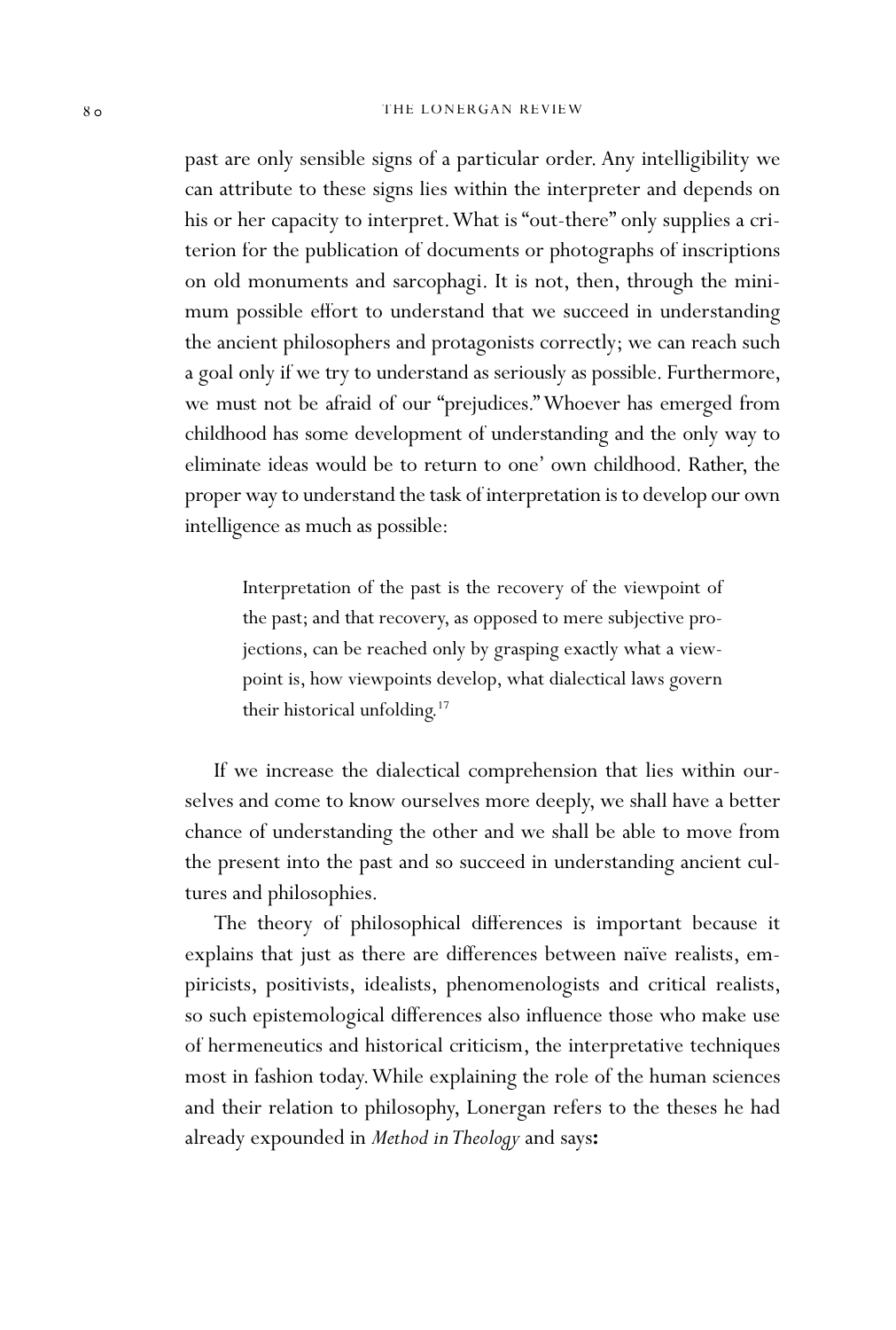past are only sensible signs of a particular order. Any intelligibility we can attribute to these signs lies within the interpreter and depends on his or her capacity to interpret. What is "out-there" only supplies a criterion for the publication of documents or photographs of inscriptions on old monuments and sarcophagi. It is not, then, through the minimum possible effort to understand that we succeed in understanding the ancient philosophers and protagonists correctly; we can reach such a goal only if we try to understand as seriously as possible. Furthermore, we must not be afraid of our "prejudices." Whoever has emerged from childhood has some development of understanding and the only way to eliminate ideas would be to return to one' own childhood. Rather, the proper way to understand the task of interpretation is to develop our own intelligence as much as possible:

> Interpretation of the past is the recovery of the viewpoint of the past; and that recovery, as opposed to mere subjective projections, can be reached only by grasping exactly what a viewpoint is, how viewpoints develop, what dialectical laws govern their historical unfolding.[17]

If we increase the dialectical comprehension that lies within ourselves and come to know ourselves more deeply, we shall have a better chance of understanding the other and we shall be able to move from the present into the past and so succeed in understanding ancient cultures and philosophies.

The theory of philosophical differences is important because it explains that just as there are differences between naïve realists, empiricists, positivists, idealists, phenomenologists and critical realists, so such epistemological differences also influence those who make use of hermeneutics and historical criticism, the interpretative techniques most in fashion today. While explaining the role of the human sciences and their relation to philosophy, Lonergan refers to the theses he had already expounded in *Method in Theology* and says**:**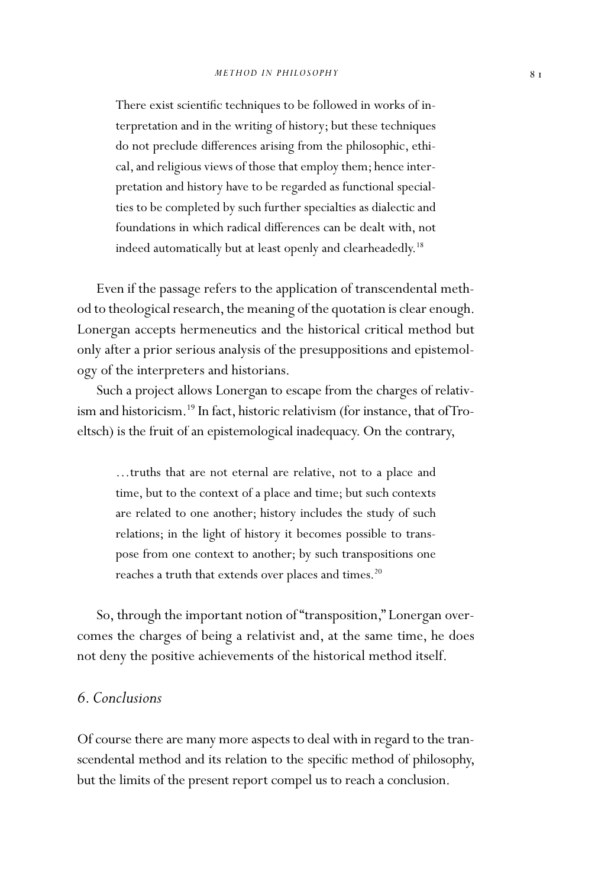> There exist scientific techniques to be followed in works of interpretation and in the writing of history; but these techniques do not preclude differences arising from the philosophic, ethical, and religious views of those that employ them; hence interpretation and history have to be regarded as functional specialties to be completed by such further specialties as dialectic and foundations in which radical differences can be dealt with, not indeed automatically but at least openly and clearheadedly.[18]

Even if the passage refers to the application of transcendental method to theological research, the meaning of the quotation is clear enough. Lonergan accepts hermeneutics and the historical critical method but only after a prior serious analysis of the presuppositions and epistemology of the interpreters and historians.

Such a project allows Lonergan to escape from the charges of relativism and historicism.[19] In fact, historic relativism (for instance, that of Troeltsch) is the fruit of an epistemological inadequacy. On the contrary,

> …truths that are not eternal are relative, not to a place and time, but to the context of a place and time; but such contexts are related to one another; history includes the study of such relations; in the light of history it becomes possible to transpose from one context to another; by such transpositions one reaches a truth that extends over places and times.[20]

So, through the important notion of "transposition," Lonergan overcomes the charges of being a relativist and, at the same time, he does not deny the positive achievements of the historical method itself.

## *6. Conclusions*

Of course there are many more aspects to deal with in regard to the transcendental method and its relation to the specific method of philosophy, but the limits of the present report compel us to reach a conclusion.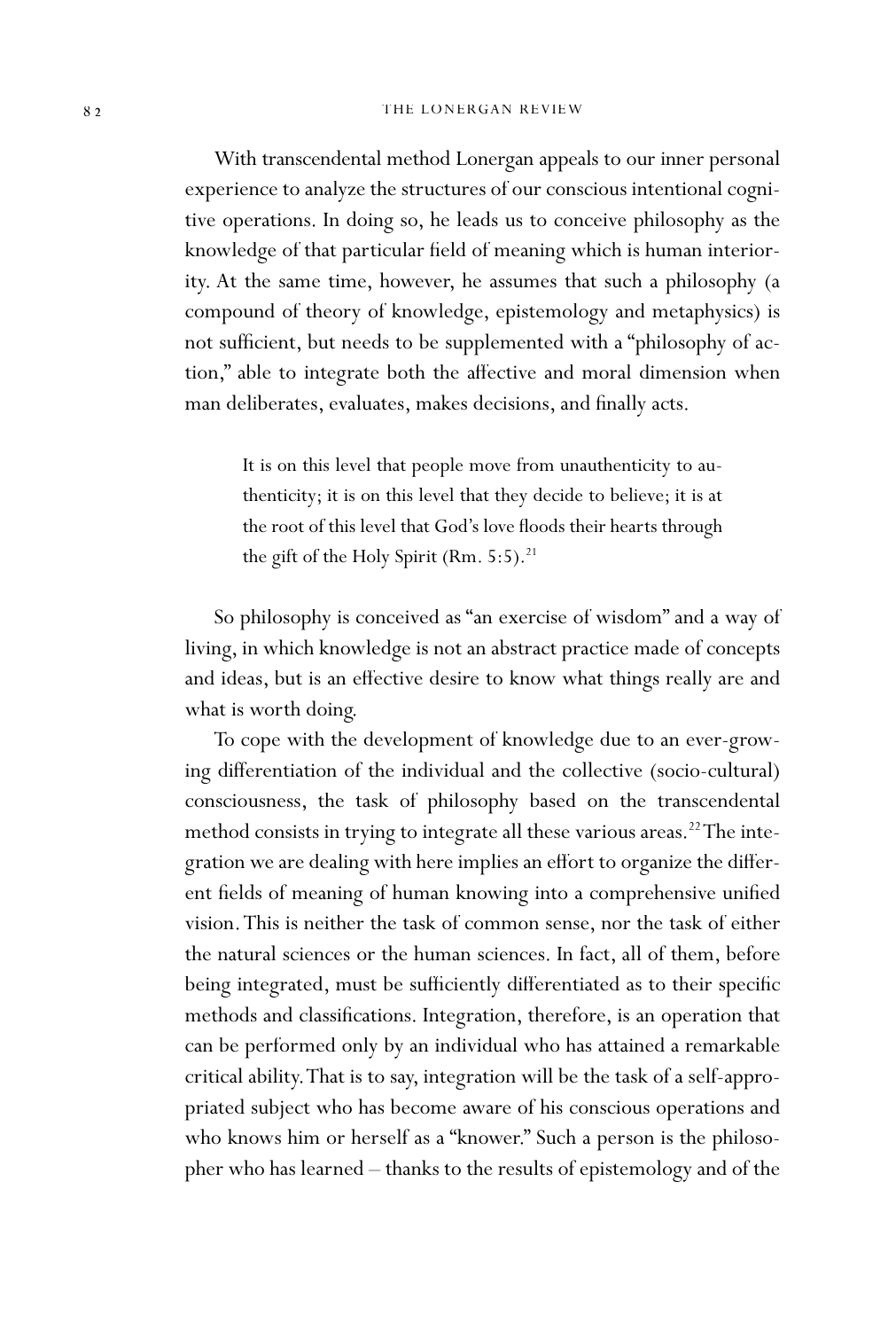With transcendental method Lonergan appeals to our inner personal experience to analyze the structures of our conscious intentional cognitive operations. In doing so, he leads us to conceive philosophy as the knowledge of that particular field of meaning which is human interiority. At the same time, however, he assumes that such a philosophy (a compound of theory of knowledge, epistemology and metaphysics) is not sufficient, but needs to be supplemented with a "philosophy of action," able to integrate both the affective and moral dimension when man deliberates, evaluates, makes decisions, and finally acts.

> It is on this level that people move from unauthenticity to authenticity; it is on this level that they decide to believe; it is at the root of this level that God's love floods their hearts through the gift of the Holy Spirit (Rm. 5:5).[21]

So philosophy is conceived as "an exercise of wisdom" and a way of living, in which knowledge is not an abstract practice made of concepts and ideas, but is an effective desire to know what things really are and what is worth doing.

To cope with the development of knowledge due to an ever-growing differentiation of the individual and the collective (socio-cultural) consciousness, the task of philosophy based on the transcendental method consists in trying to integrate all these various areas.[22] The integration we are dealing with here implies an effort to organize the different fields of meaning of human knowing into a comprehensive unified vision. This is neither the task of common sense, nor the task of either the natural sciences or the human sciences. In fact, all of them, before being integrated, must be sufficiently differentiated as to their specific methods and classifications. Integration, therefore, is an operation that can be performed only by an individual who has attained a remarkable critical ability. That is to say, integration will be the task of a self-appropriated subject who has become aware of his conscious operations and who knows him or herself as a "knower." Such a person is the philosopher who has learned – thanks to the results of epistemology and of the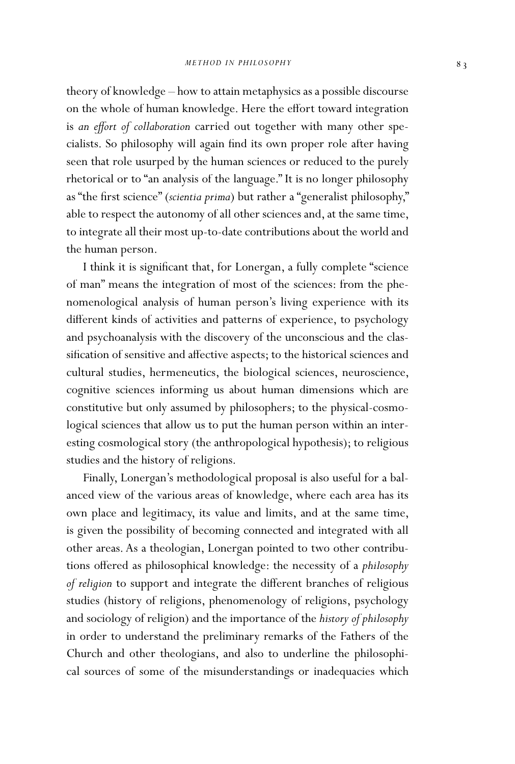theory of knowledge – how to attain metaphysics as a possible discourse on the whole of human knowledge. Here the effort toward integration is *an effort of collaboration* carried out together with many other specialists. So philosophy will again find its own proper role after having seen that role usurped by the human sciences or reduced to the purely rhetorical or to "an analysis of the language." It is no longer philosophy as "the first science" (*scientia prima*) but rather a "generalist philosophy," able to respect the autonomy of all other sciences and, at the same time, to integrate all their most up-to-date contributions about the world and the human person.

I think it is significant that, for Lonergan, a fully complete "science of man" means the integration of most of the sciences: from the phenomenological analysis of human person's living experience with its different kinds of activities and patterns of experience, to psychology and psychoanalysis with the discovery of the unconscious and the classification of sensitive and affective aspects; to the historical sciences and cultural studies, hermeneutics, the biological sciences, neuroscience, cognitive sciences informing us about human dimensions which are constitutive but only assumed by philosophers; to the physical-cosmological sciences that allow us to put the human person within an interesting cosmological story (the anthropological hypothesis); to religious studies and the history of religions.

Finally, Lonergan's methodological proposal is also useful for a balanced view of the various areas of knowledge, where each area has its own place and legitimacy, its value and limits, and at the same time, is given the possibility of becoming connected and integrated with all other areas. As a theologian, Lonergan pointed to two other contributions offered as philosophical knowledge: the necessity of a *philosophy of religion* to support and integrate the different branches of religious studies (history of religions, phenomenology of religions, psychology and sociology of religion) and the importance of the *history of philosophy* in order to understand the preliminary remarks of the Fathers of the Church and other theologians, and also to underline the philosophical sources of some of the misunderstandings or inadequacies which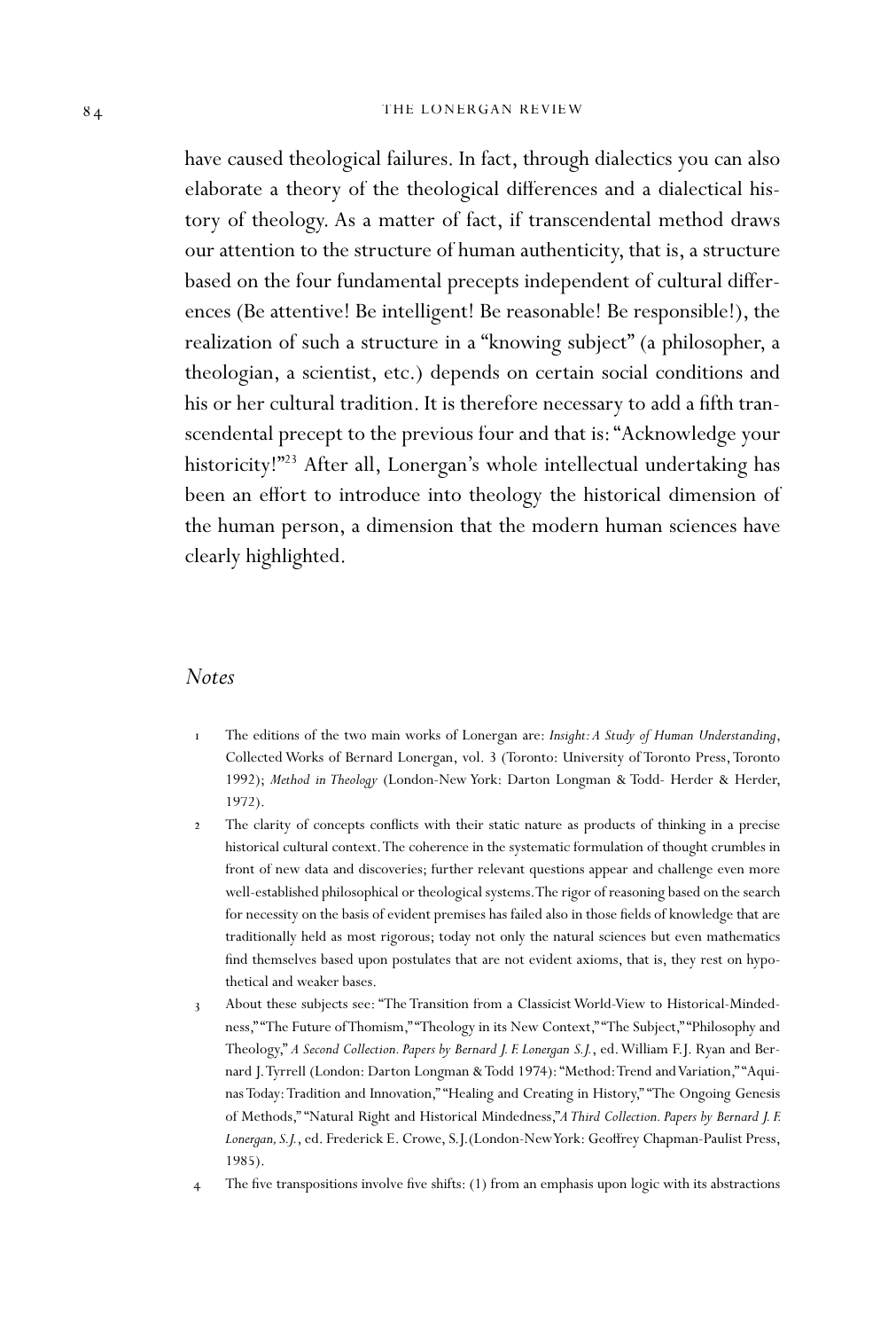have caused theological failures. In fact, through dialectics you can also elaborate a theory of the theological differences and a dialectical history of theology. As a matter of fact, if transcendental method draws our attention to the structure of human authenticity, that is, a structure based on the four fundamental precepts independent of cultural differences (Be attentive! Be intelligent! Be reasonable! Be responsible!), the realization of such a structure in a "knowing subject" (a philosopher, a theologian, a scientist, etc.) depends on certain social conditions and his or her cultural tradition. It is therefore necessary to add a fifth transcendental precept to the previous four and that is: "Acknowledge your historicity!"[23] After all, Lonergan's whole intellectual undertaking has been an effort to introduce into theology the historical dimension of the human person, a dimension that the modern human sciences have clearly highlighted.

## *Notes*

1. The editions of the two main works of Lonergan are: *Insight: A Study of Human Understanding*, Collected Works of Bernard Lonergan, vol. 3 (Toronto: University of Toronto Press, Toronto 1992); *Method in Theology* (London-New York: Darton Longman & Todd- Herder & Herder, 1972).
2. The clarity of concepts conflicts with their static nature as products of thinking in a precise historical cultural context. The coherence in the systematic formulation of thought crumbles in front of new data and discoveries; further relevant questions appear and challenge even more well-established philosophical or theological systems. The rigor of reasoning based on the search for necessity on the basis of evident premises has failed also in those fields of knowledge that are traditionally held as most rigorous; today not only the natural sciences but even mathematics find themselves based upon postulates that are not evident axioms, that is, they rest on hypothetical and weaker bases.
3. About these subjects see: "The Transition from a Classicist World-View to Historical-Mindedness," "The Future of Thomism," "Theology in its New Context," "The Subject," "Philosophy and Theology," *A Second Collection. Papers by Bernard J. F. Lonergan S.J.*, ed. William F.J. Ryan and Bernard J. Tyrrell (London: Darton Longman & Todd 1974): "Method: Trend and Variation," "Aquinas Today: Tradition and Innovation," "Healing and Creating in History," "The Ongoing Genesis of Methods," "Natural Right and Historical Mindedness,"*A Third Collection. Papers by Bernard J. F. Lonergan, S.J.*, ed. Frederick E. Crowe, S.J.(London-New York: Geoffrey Chapman-Paulist Press, 1985).
4. The five transpositions involve five shifts: (1) from an emphasis upon logic with its abstractions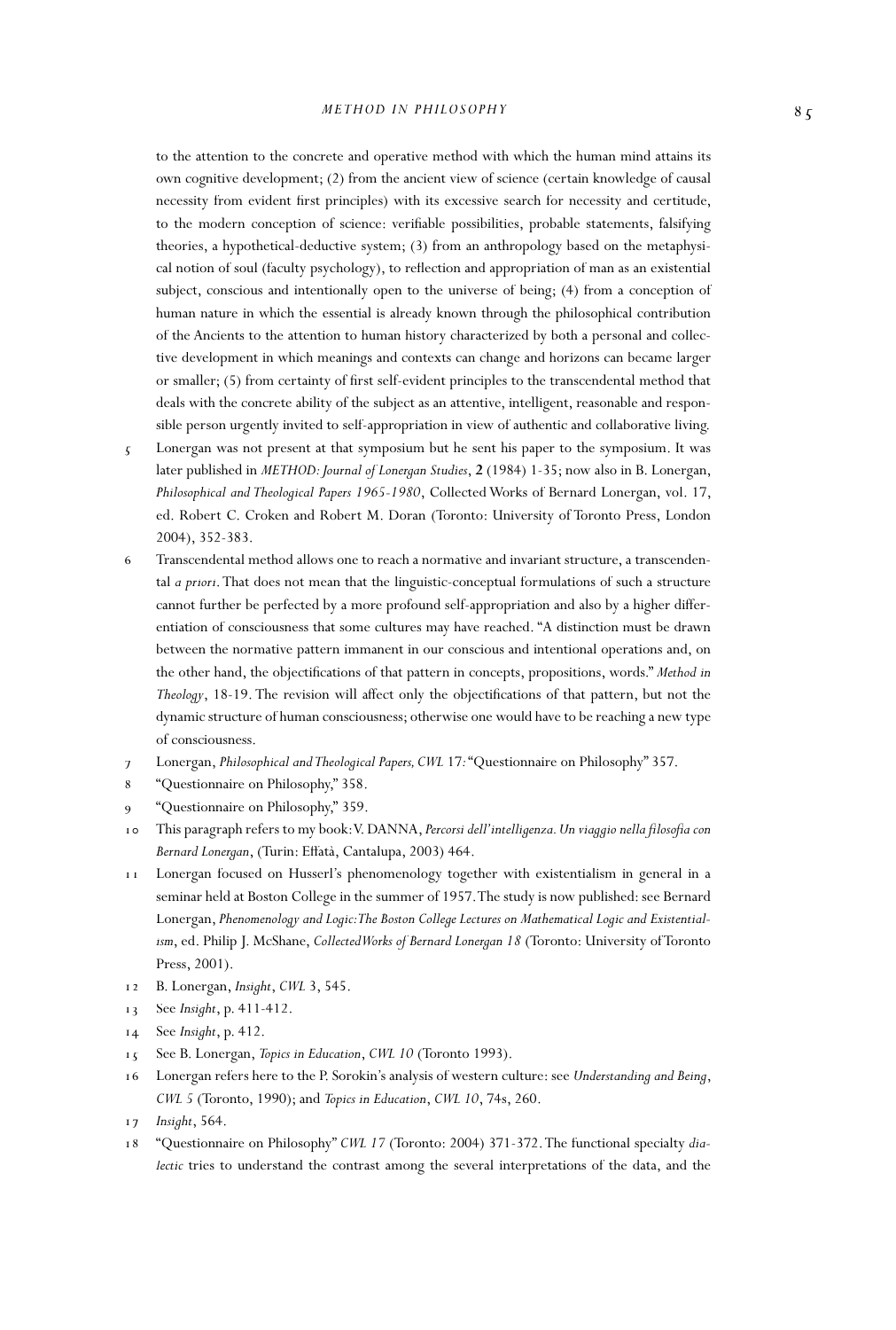to the attention to the concrete and operative method with which the human mind attains its own cognitive development; (2) from the ancient view of science (certain knowledge of causal necessity from evident first principles) with its excessive search for necessity and certitude, to the modern conception of science: verifiable possibilities, probable statements, falsifying theories, a hypothetical-deductive system; (3) from an anthropology based on the metaphysical notion of soul (faculty psychology), to reflection and appropriation of man as an existential subject, conscious and intentionally open to the universe of being; (4) from a conception of human nature in which the essential is already known through the philosophical contribution of the Ancients to the attention to human history characterized by both a personal and collective development in which meanings and contexts can change and horizons can became larger or smaller; (5) from certainty of first self-evident principles to the transcendental method that deals with the concrete ability of the subject as an attentive, intelligent, reasonable and responsible person urgently invited to self-appropriation in view of authentic and collaborative living.

5 Lonergan was not present at that symposium but he sent his paper to the symposium. It was later published in *METHOD: Journal of Lonergan Studies*, **2** (1984) 1-35; now also in B. Lonergan, *Philosophical and Theological Papers 1965-1980*, Collected Works of Bernard Lonergan, vol. 17, ed. Robert C. Croken and Robert M. Doran (Toronto: University of Toronto Press, London 2004), 352-383.

6 Transcendental method allows one to reach a normative and invariant structure, a transcendental *a priori*. That does not mean that the linguistic-conceptual formulations of such a structure cannot further be perfected by a more profound self-appropriation and also by a higher differentiation of consciousness that some cultures may have reached. "A distinction must be drawn between the normative pattern immanent in our conscious and intentional operations and, on the other hand, the objectifications of that pattern in concepts, propositions, words." *Method in Theology*, 18-19. The revision will affect only the objectifications of that pattern, but not the dynamic structure of human consciousness; otherwise one would have to be reaching a new type of consciousness.

7 Lonergan, *Philosophical and Theological Papers, CWL* 17: "Questionnaire on Philosophy" 357.

8 "Questionnaire on Philosophy," 358.

9 "Questionnaire on Philosophy," 359.

10 This paragraph refers to my book: V. DANNA, *Percorsi dell'intelligenza. Un viaggio nella filosofia con Bernard Lonergan*, (Turin: Effatà, Cantalupa, 2003) 464.

11 Lonergan focused on Husserl's phenomenology together with existentialism in general in a seminar held at Boston College in the summer of 1957. The study is now published: see Bernard Lonergan, *Phenomenology and Logic: The Boston College Lectures on Mathematical Logic and Existentialism*, ed. Philip J. McShane, *Collected Works of Bernard Lonergan 18* (Toronto: University of Toronto Press, 2001).

12 B. Lonergan, *Insight*, *CWL* 3, 545.

13 See *Insight*, p. 411-412.

14 See *Insight*, p. 412.

15 See B. Lonergan, *Topics in Education*, *CWL 10* (Toronto 1993).

16 Lonergan refers here to the P. Sorokin's analysis of western culture: see *Understanding and Being*, *CWL 5* (Toronto, 1990); and *Topics in Education*, *CWL 10*, 74s, 260.

17 *Insight*, 564.

18 "Questionnaire on Philosophy" *CWL 17* (Toronto: 2004) 371-372. The functional specialty *dialectic* tries to understand the contrast among the several interpretations of the data, and the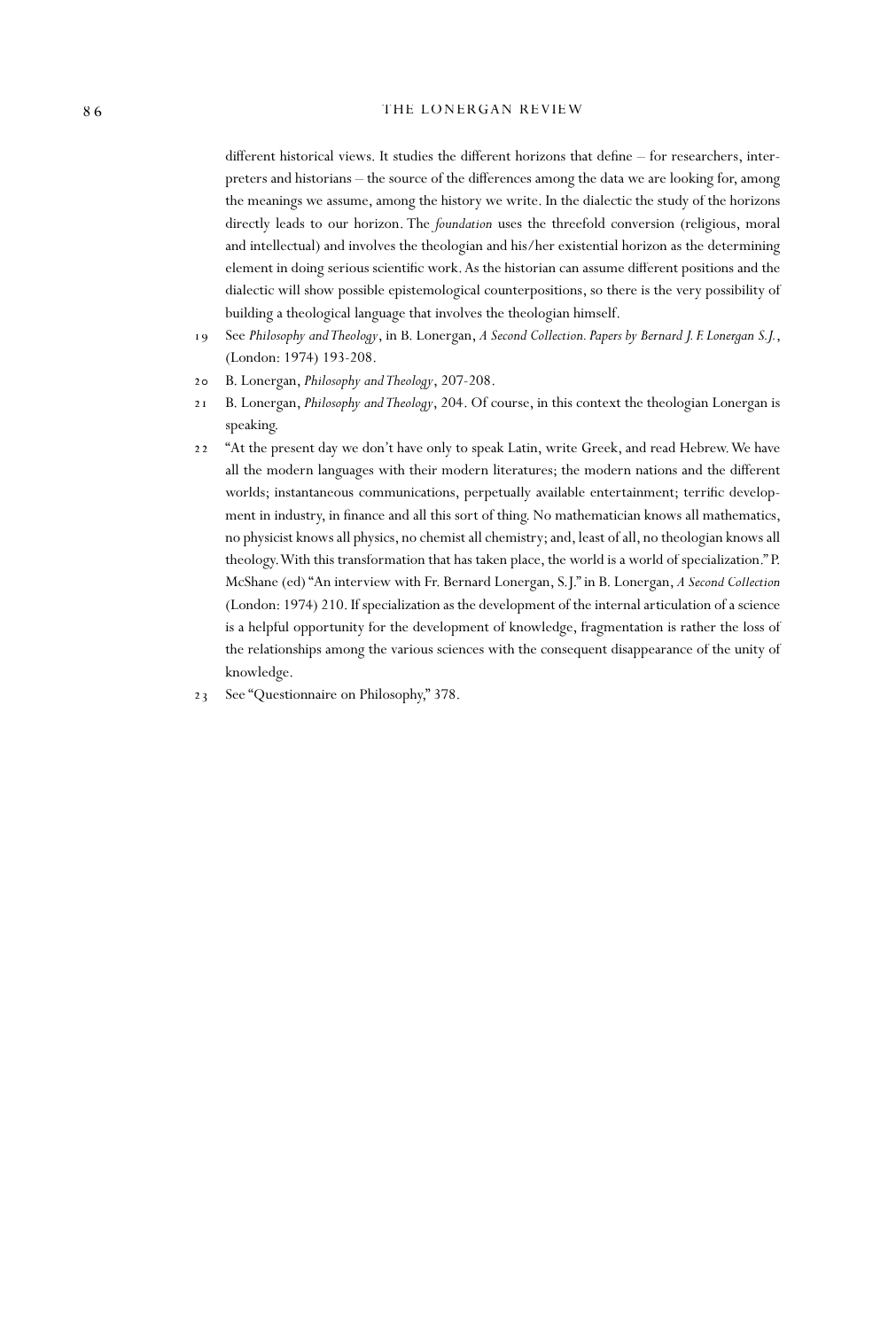different historical views. It studies the different horizons that define – for researchers, interpreters and historians – the source of the differences among the data we are looking for, among the meanings we assume, among the history we write. In the dialectic the study of the horizons directly leads to our horizon. The *foundation* uses the threefold conversion (religious, moral and intellectual) and involves the theologian and his/her existential horizon as the determining element in doing serious scientific work. As the historian can assume different positions and the dialectic will show possible epistemological counterpositions, so there is the very possibility of building a theological language that involves the theologian himself.

19 See *Philosophy and Theology*, in B. Lonergan, *A Second Collection. Papers by Bernard J. F. Lonergan S.J.*, (London: 1974) 193-208.

20 B. Lonergan, *Philosophy and Theology*, 207-208.

21 B. Lonergan, *Philosophy and Theology*, 204. Of course, in this context the theologian Lonergan is speaking.

22 "At the present day we don't have only to speak Latin, write Greek, and read Hebrew. We have all the modern languages with their modern literatures; the modern nations and the different worlds; instantaneous communications, perpetually available entertainment; terrific development in industry, in finance and all this sort of thing. No mathematician knows all mathematics, no physicist knows all physics, no chemist all chemistry; and, least of all, no theologian knows all theology. With this transformation that has taken place, the world is a world of specialization." P. McShane (ed) "An interview with Fr. Bernard Lonergan, S.J." in B. Lonergan, *A Second Collection* (London: 1974) 210. If specialization as the development of the internal articulation of a science is a helpful opportunity for the development of knowledge, fragmentation is rather the loss of the relationships among the various sciences with the consequent disappearance of the unity of knowledge.

23 See "Questionnaire on Philosophy," 378.